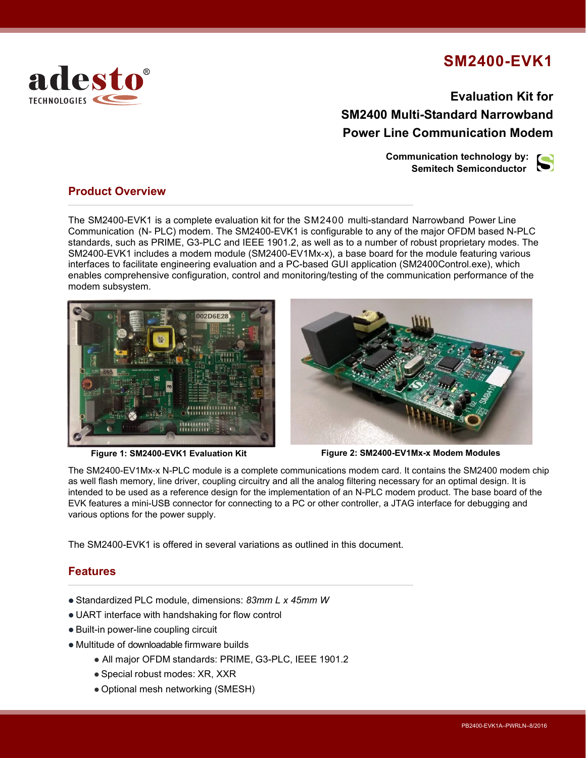# SM2400-EVK1

## Evaluation Kit for SM2400 Multi-Standard Narrowband Power Line Communication Modem

**Communication technology by: Semitech Semiconductor**

## Product Overview

The SM2400-EVK1 is a complete evaluation kit for the SM2400 multi-standard Narrowband Power Line Communication (N- PLC) modem. The SM2400-EVK1 is configurable to any of the major OFDM based N-PLC standards, such as PRIME, G3-PLC and IEEE 1901.2, as well as to a number of robust proprietary modes. The SM2400-EVK1 includes a modem module (SM2400-EV1Mx-x), a base board for the module featuring various interfaces to facilitate engineering evaluation and a PC-based GUI application (SM2400Control.exe), which enables comprehensive configuration, control and monitoring/testing of the communication performance of the modem subsystem.

**Figure 1: SM2400-EVK1 Evaluation Kit**

**Figure 2: SM2400-EV1Mx-x Modem Modules**

The SM2400-EV1Mx-x N-PLC module is a complete communications modem card. It contains the SM2400 modem chip as well flash memory, line driver, coupling circuitry and all the analog filtering necessary for an optimal design. It is intended to be used as a reference design for the implementation of an N-PLC modem product. The base board of the EVK features a mini-USB connector for connecting to a PC or other controller, a JTAG interface for debugging and various options for the power supply.

The SM2400-EVK1 is offered in several variations as outlined in this document.

## Features

- Standardized PLC module, dimensions: *83mm L x 45mm W*
- UART interface with handshaking for flow control
- Built-in power-line coupling circuit
- Multitude of downloadable firmware builds
  - All major OFDM standards: PRIME, G3-PLC, IEEE 1901.2
  - Special robust modes: XR, XXR
  - Optional mesh networking (SMESH)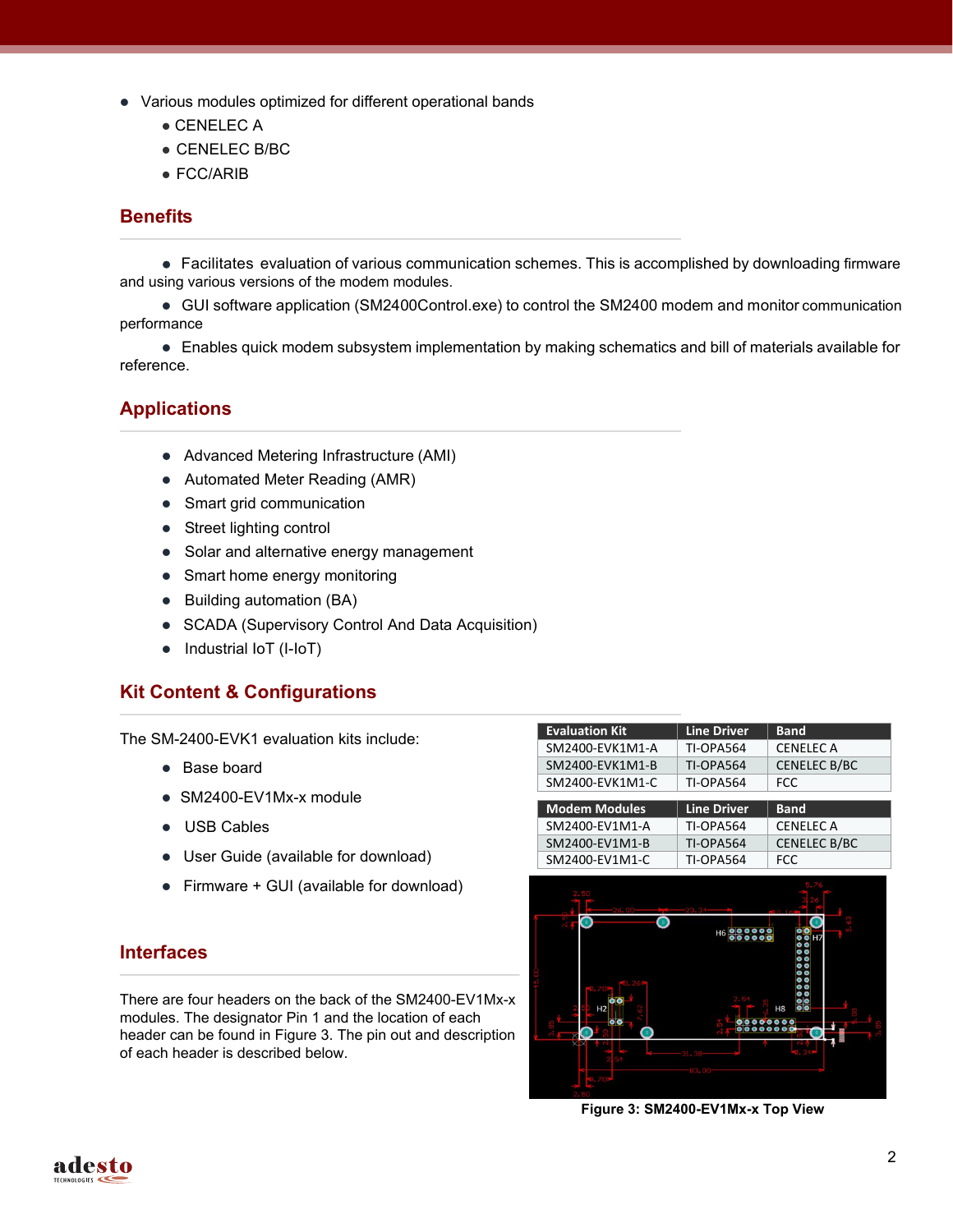- Various modules optimized for different operational bands
  - CENELEC A
  - CENELEC B/BC
  - FCC/ARIB

## Benefits

- Facilitates evaluation of various communication schemes. This is accomplished by downloading firmware and using various versions of the modem modules.
- GUI software application (SM2400Control.exe) to control the SM2400 modem and monitor communication performance
- Enables quick modem subsystem implementation by making schematics and bill of materials available for reference.

## Applications

- Advanced Metering Infrastructure (AMI)
- Automated Meter Reading (AMR)
- Smart grid communication
- Street lighting control
- Solar and alternative energy management
- Smart home energy monitoring
- Building automation (BA)
- SCADA (Supervisory Control And Data Acquisition)
- Industrial IoT (I-IoT)

## Kit Content & Configurations

The SM-2400-EVK1 evaluation kits include:

- Base board
- SM2400-EV1Mx-x module
- USB Cables
- User Guide (available for download)
- Firmware + GUI (available for download)

| Evaluation Kit | Line Driver | Band |
|---|---|---|
| SM2400-EVK1M1-A | TI-OPA564 | CENELEC A |
| SM2400-EVK1M1-B | TI-OPA564 | CENELEC B/BC |
| SM2400-EVK1M1-C | TI-OPA564 | FCC |

| Modem Modules | Line Driver | Band |
|---|---|---|
| SM2400-EV1M1-A | TI-OPA564 | CENELEC A |
| SM2400-EV1M1-B | TI-OPA564 | CENELEC B/BC |
| SM2400-EV1M1-C | TI-OPA564 | FCC |

## Interfaces

There are four headers on the back of the SM2400-EV1Mx-x modules. The designator Pin 1 and the location of each header can be found in Figure 3. The pin out and description of each header is described below.

**Figure 3: SM2400-EV1Mx-x Top View**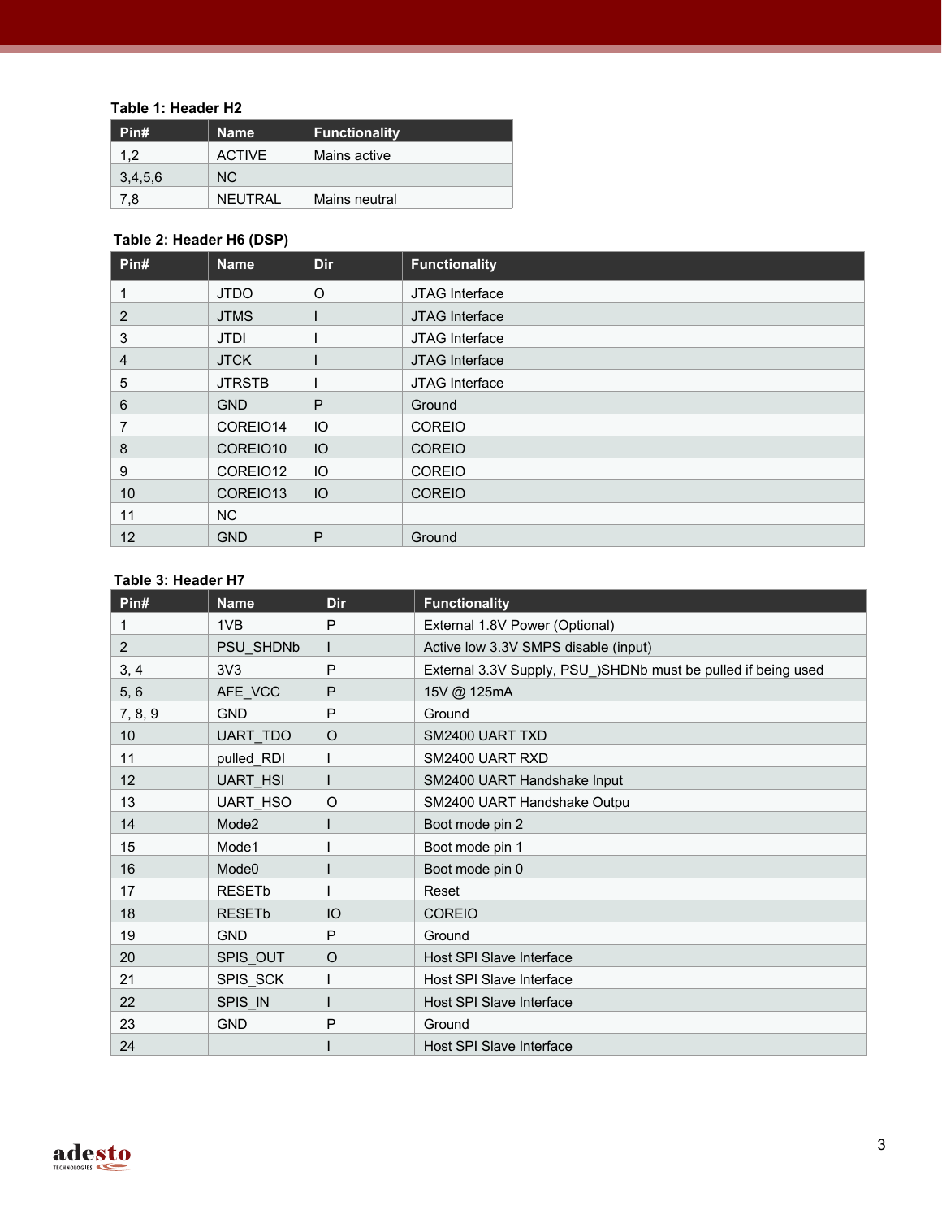**Table 1: Header H2**

| Pin# | Name | Functionality |
|---|---|---|
| 1,2 | ACTIVE | Mains active |
| 3,4,5,6 | NC | |
| 7,8 | NEUTRAL | Mains neutral |

**Table 2: Header H6 (DSP)**

| Pin# | Name | Dir | Functionality |
|---|---|---|---|
| 1 | JTDO | O | JTAG Interface |
| 2 | JTMS | I | JTAG Interface |
| 3 | JTDI | I | JTAG Interface |
| 4 | JTCK | I | JTAG Interface |
| 5 | JTRSTB | I | JTAG Interface |
| 6 | GND | P | Ground |
| 7 | COREIO14 | IO | COREIO |
| 8 | COREIO10 | IO | COREIO |
| 9 | COREIO12 | IO | COREIO |
| 10 | COREIO13 | IO | COREIO |
| 11 | NC | | |
| 12 | GND | P | Ground |

**Table 3: Header H7**

| Pin# | Name | Dir | Functionality |
|---|---|---|---|
| 1 | 1VB | P | External 1.8V Power (Optional) |
| 2 | PSU_SHDNb | I | Active low 3.3V SMPS disable (input) |
| 3, 4 | 3V3 | P | External 3.3V Supply, PSU_)SHDNb must be pulled if being used |
| 5, 6 | AFE_VCC | P | 15V @ 125mA |
| 7, 8, 9 | GND | P | Ground |
| 10 | UART_TDO | O | SM2400 UART TXD |
| 11 | pulled_RDI | I | SM2400 UART RXD |
| 12 | UART_HSI | I | SM2400 UART Handshake Input |
| 13 | UART_HSO | O | SM2400 UART Handshake Outpu |
| 14 | Mode2 | I | Boot mode pin 2 |
| 15 | Mode1 | I | Boot mode pin 1 |
| 16 | Mode0 | I | Boot mode pin 0 |
| 17 | RESETb | I | Reset |
| 18 | RESETb | IO | COREIO |
| 19 | GND | P | Ground |
| 20 | SPIS_OUT | O | Host SPI Slave Interface |
| 21 | SPIS_SCK | I | Host SPI Slave Interface |
| 22 | SPIS_IN | I | Host SPI Slave Interface |
| 23 | GND | P | Ground |
| 24 | | I | Host SPI Slave Interface |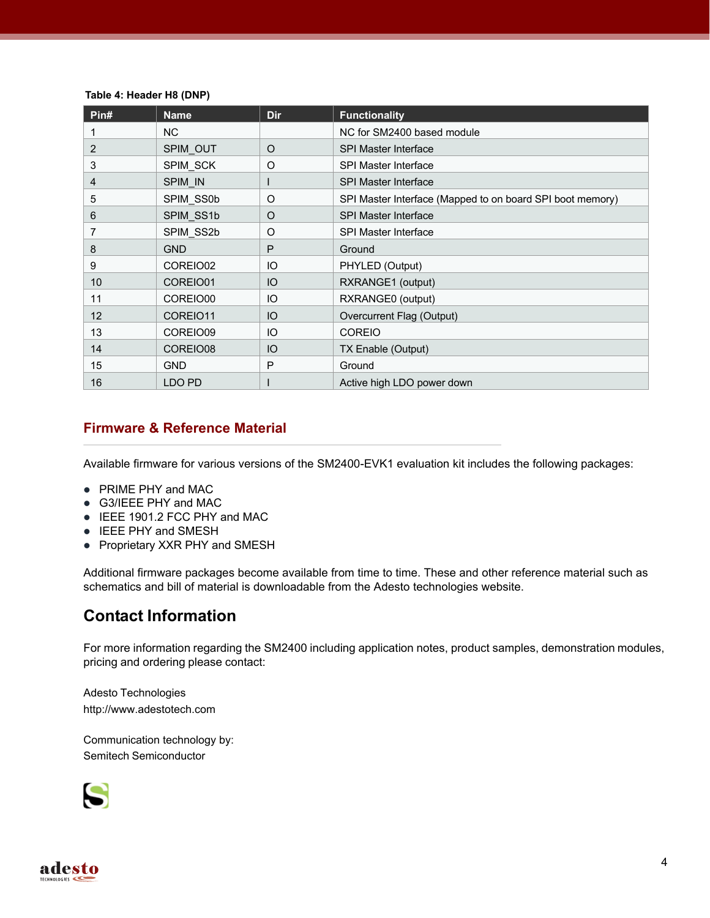**Table 4: Header H8 (DNP)**

| Pin# | Name | Dir | Functionality |
|---|---|---|---|
| 1 | NC | | NC for SM2400 based module |
| 2 | SPIM_OUT | O | SPI Master Interface |
| 3 | SPIM_SCK | O | SPI Master Interface |
| 4 | SPIM_IN | I | SPI Master Interface |
| 5 | SPIM_SS0b | O | SPI Master Interface (Mapped to on board SPI boot memory) |
| 6 | SPIM_SS1b | O | SPI Master Interface |
| 7 | SPIM_SS2b | O | SPI Master Interface |
| 8 | GND | P | Ground |
| 9 | COREIO02 | IO | PHYLED (Output) |
| 10 | COREIO01 | IO | RXRANGE1 (output) |
| 11 | COREIO00 | IO | RXRANGE0 (output) |
| 12 | COREIO11 | IO | Overcurrent Flag (Output) |
| 13 | COREIO09 | IO | COREIO |
| 14 | COREIO08 | IO | TX Enable (Output) |
| 15 | GND | P | Ground |
| 16 | LDO PD | I | Active high LDO power down |

## Firmware & Reference Material

Available firmware for various versions of the SM2400-EVK1 evaluation kit includes the following packages:

- PRIME PHY and MAC
- G3/IEEE PHY and MAC
- IEEE 1901.2 FCC PHY and MAC
- IEEE PHY and SMESH
- Proprietary XXR PHY and SMESH

Additional firmware packages become available from time to time. These and other reference material such as schematics and bill of material is downloadable from the Adesto technologies website.

## Contact Information

For more information regarding the SM2400 including application notes, product samples, demonstration modules, pricing and ordering please contact:

Adesto Technologies
http://www.adestotech.com

Communication technology by:
Semitech Semiconductor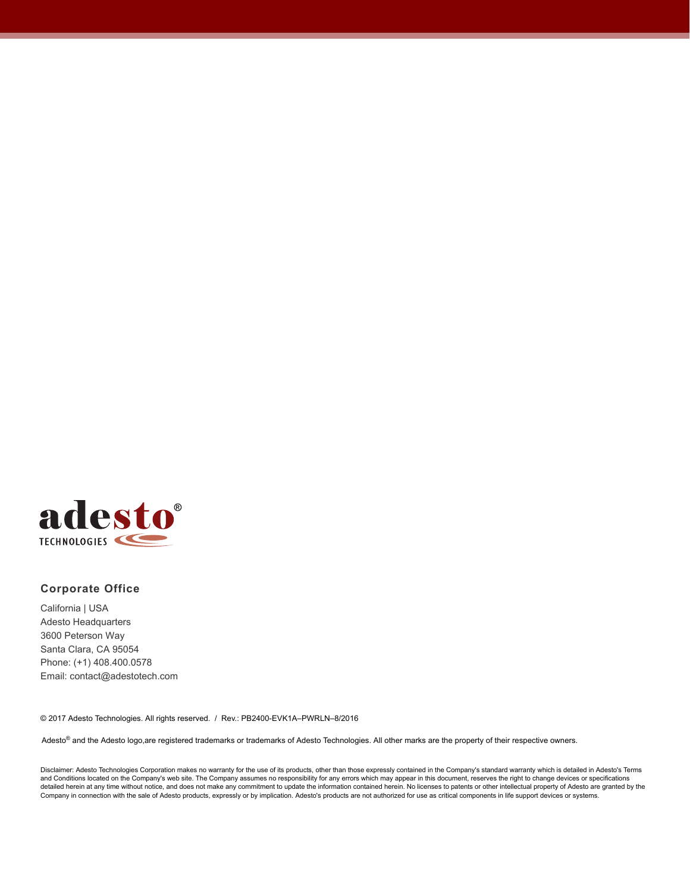## Corporate Office

California | USA
Adesto Headquarters
3600 Peterson Way
Santa Clara, CA 95054
Phone: (+1) 408.400.0578
Email: contact@adestotech.com

© 2017 Adesto Technologies. All rights reserved. / Rev.: PB2400-EVK1A–PWRLN–8/2016

Adesto® and the Adesto logo,are registered trademarks or trademarks of Adesto Technologies. All other marks are the property of their respective owners.

Disclaimer: Adesto Technologies Corporation makes no warranty for the use of its products, other than those expressly contained in the Company's standard warranty which is detailed in Adesto's Terms and Conditions located on the Company's web site. The Company assumes no responsibility for any errors which may appear in this document, reserves the right to change devices or specifications detailed herein at any time without notice, and does not make any commitment to update the information contained herein. No licenses to patents or other intellectual property of Adesto are granted by the Company in connection with the sale of Adesto products, expressly or by implication. Adesto's products are not authorized for use as critical components in life support devices or systems.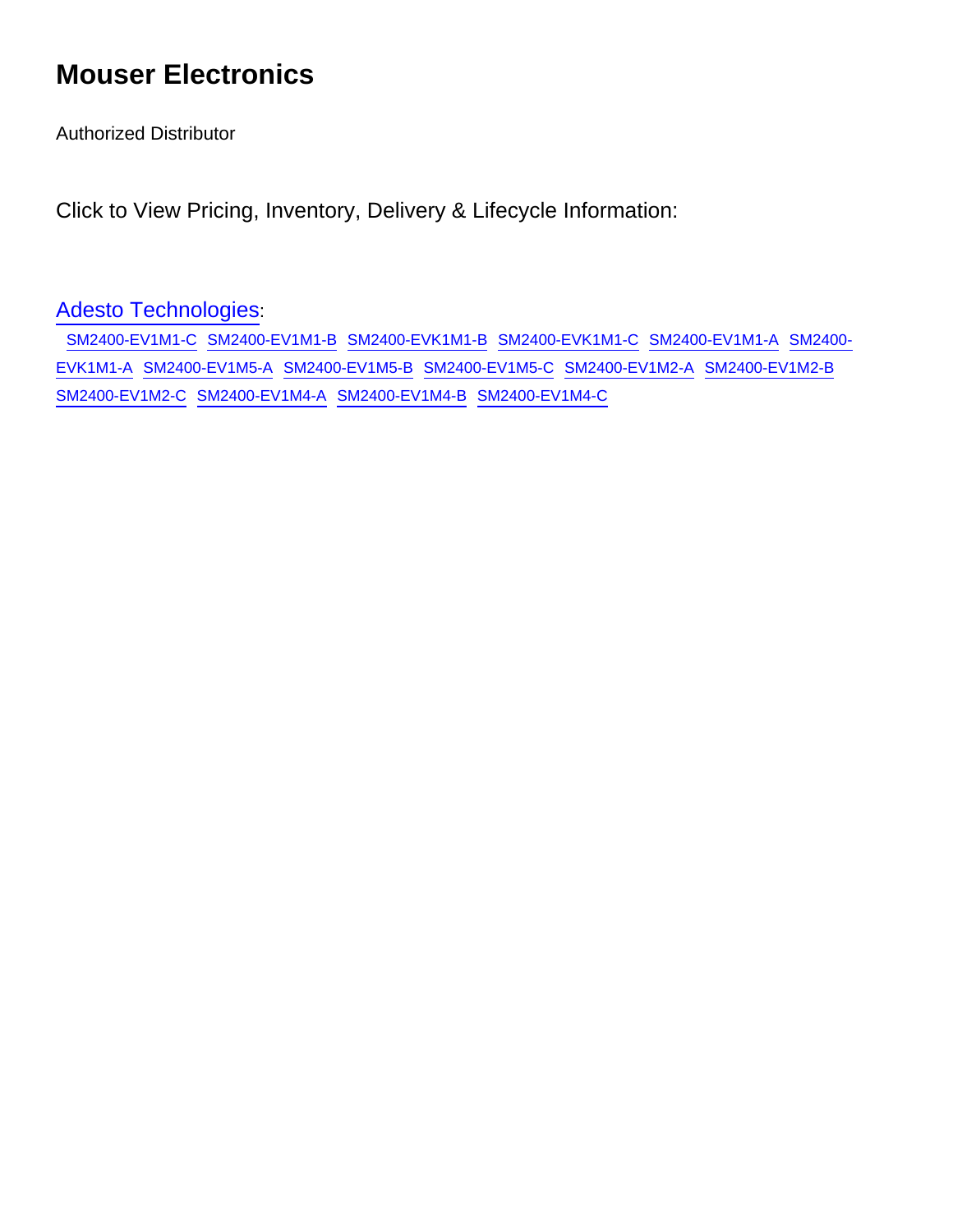# Mouser Electronics

Authorized Distributor

Click to View Pricing, Inventory, Delivery & Lifecycle Information:

Adesto Technologies:

SM2400-EV1M1-C SM2400-EV1M1-B SM2400-EVK1M1-B SM2400-EVK1M1-C SM2400-EV1M1-A SM2400-EVK1M1-A SM2400-EV1M5-A SM2400-EV1M5-B SM2400-EV1M5-C SM2400-EV1M2-A SM2400-EV1M2-B SM2400-EV1M2-C SM2400-EV1M4-A SM2400-EV1M4-B SM2400-EV1M4-C